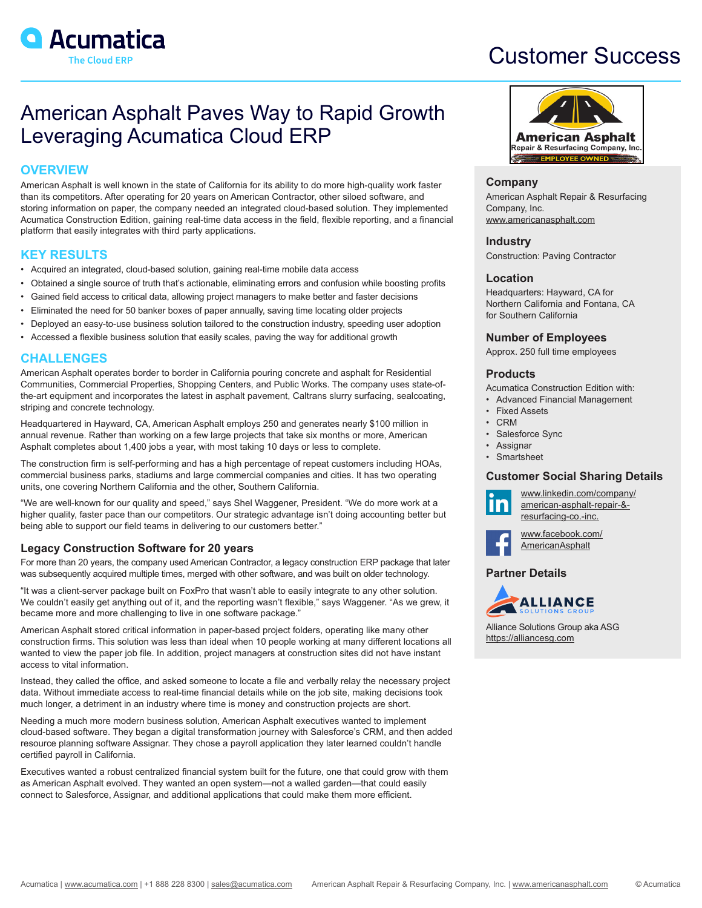# American Asphalt Paves Way to Rapid Growth Leveraging Acumatica Cloud ERP

## OVERVIEW

American Asphalt is well known in the state of California for its ability to do more high-quality work faster than its competitors. After operating for 20 years on American Contractor, other siloed software, and storing information on paper, the company needed an integrated cloud-based solution. They implemented Acumatica Construction Edition, gaining real-time data access in the field, flexible reporting, and a financial platform that easily integrates with third party applications.

## KEY RESULTS

- Acquired an integrated, cloud-based solution, gaining real-time mobile data access
- Obtained a single source of truth that's actionable, eliminating errors and confusion while boosting profits
- Gained field access to critical data, allowing project managers to make better and faster decisions
- Eliminated the need for 50 banker boxes of paper annually, saving time locating older projects
- Deployed an easy-to-use business solution tailored to the construction industry, speeding user adoption
- Accessed a flexible business solution that easily scales, paving the way for additional growth

## CHALLENGES

American Asphalt operates border to border in California pouring concrete and asphalt for Residential Communities, Commercial Properties, Shopping Centers, and Public Works. The company uses state-of-the-art equipment and incorporates the latest in asphalt pavement, Caltrans slurry surfacing, sealcoating, striping and concrete technology.

Headquartered in Hayward, CA, American Asphalt employs 250 and generates nearly $100 million in annual revenue. Rather than working on a few large projects that take six months or more, American Asphalt completes about 1,400 jobs a year, with most taking 10 days or less to complete.

The construction firm is self-performing and has a high percentage of repeat customers including HOAs, commercial business parks, stadiums and large commercial companies and cities. It has two operating units, one covering Northern California and the other, Southern California.

"We are well-known for our quality and speed," says Shel Waggener, President. "We do more work at a higher quality, faster pace than our competitors. Our strategic advantage isn't doing accounting better but being able to support our field teams in delivering to our customers better."

### Legacy Construction Software for 20 years

For more than 20 years, the company used American Contractor, a legacy construction ERP package that later was subsequently acquired multiple times, merged with other software, and was built on older technology.

"It was a client-server package built on FoxPro that wasn't able to easily integrate to any other solution. We couldn't easily get anything out of it, and the reporting wasn't flexible," says Waggener. "As we grew, it became more and more challenging to live in one software package."

American Asphalt stored critical information in paper-based project folders, operating like many other construction firms. This solution was less than ideal when 10 people working at many different locations all wanted to view the paper job file. In addition, project managers at construction sites did not have instant access to vital information.

Instead, they called the office, and asked someone to locate a file and verbally relay the necessary project data. Without immediate access to real-time financial details while on the job site, making decisions took much longer, a detriment in an industry where time is money and construction projects are short.

Needing a much more modern business solution, American Asphalt executives wanted to implement cloud-based software. They began a digital transformation journey with Salesforce's CRM, and then added resource planning software Assignar. They chose a payroll application they later learned couldn't handle certified payroll in California.

Executives wanted a robust centralized financial system built for the future, one that could grow with them as American Asphalt evolved. They wanted an open system—not a walled garden—that could easily connect to Salesforce, Assignar, and additional applications that could make them more efficient.

### Company

American Asphalt Repair & Resurfacing Company, Inc.
www.americanasphalt.com

### Industry

Construction: Paving Contractor

### Location

Headquarters: Hayward, CA for Northern California and Fontana, CA for Southern California

### Number of Employees

Approx. 250 full time employees

### Products

Acumatica Construction Edition with:

- Advanced Financial Management
- Fixed Assets
- CRM
- Salesforce Sync
- Assignar
- Smartsheet

### Customer Social Sharing Details

www.linkedin.com/company/american-asphalt-repair-&-resurfacing-co.-inc.

www.facebook.com/AmericanAsphalt

### Partner Details

Alliance Solutions Group aka ASG
https://alliancesg.com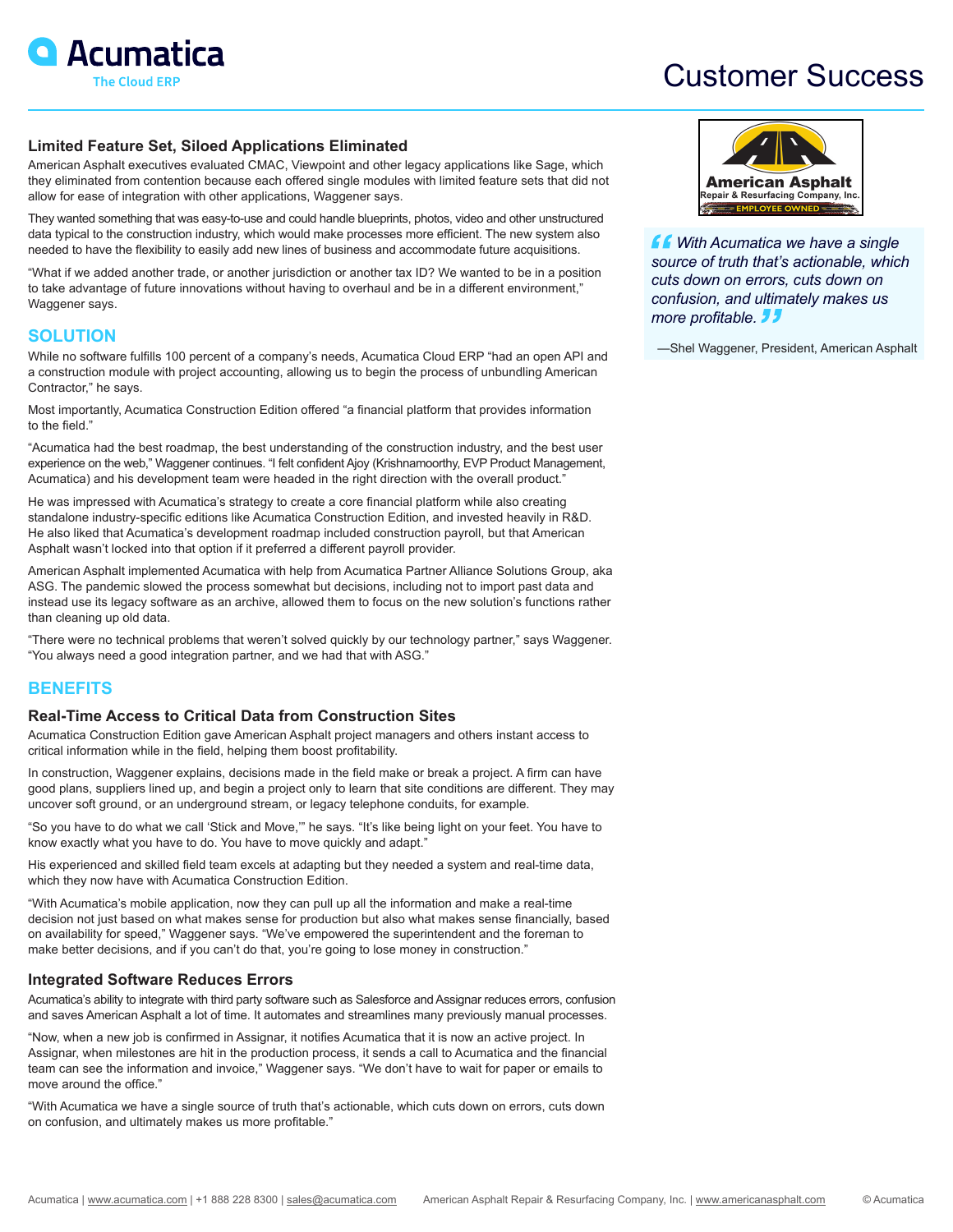### Limited Feature Set, Siloed Applications Eliminated

American Asphalt executives evaluated CMAC, Viewpoint and other legacy applications like Sage, which they eliminated from contention because each offered single modules with limited feature sets that did not allow for ease of integration with other applications, Waggener says.

They wanted something that was easy-to-use and could handle blueprints, photos, video and other unstructured data typical to the construction industry, which would make processes more efficient. The new system also needed to have the flexibility to easily add new lines of business and accommodate future acquisitions.

"What if we added another trade, or another jurisdiction or another tax ID? We wanted to be in a position to take advantage of future innovations without having to overhaul and be in a different environment," Waggener says.

## SOLUTION

While no software fulfills 100 percent of a company's needs, Acumatica Cloud ERP "had an open API and a construction module with project accounting, allowing us to begin the process of unbundling American Contractor," he says.

Most importantly, Acumatica Construction Edition offered "a financial platform that provides information to the field."

"Acumatica had the best roadmap, the best understanding of the construction industry, and the best user experience on the web," Waggener continues. "I felt confident Ajoy (Krishnamoorthy, EVP Product Management, Acumatica) and his development team were headed in the right direction with the overall product."

He was impressed with Acumatica's strategy to create a core financial platform while also creating standalone industry-specific editions like Acumatica Construction Edition, and invested heavily in R&D. He also liked that Acumatica's development roadmap included construction payroll, but that American Asphalt wasn't locked into that option if it preferred a different payroll provider.

American Asphalt implemented Acumatica with help from Acumatica Partner Alliance Solutions Group, aka ASG. The pandemic slowed the process somewhat but decisions, including not to import past data and instead use its legacy software as an archive, allowed them to focus on the new solution's functions rather than cleaning up old data.

"There were no technical problems that weren't solved quickly by our technology partner," says Waggener. "You always need a good integration partner, and we had that with ASG."

## BENEFITS

### Real-Time Access to Critical Data from Construction Sites

Acumatica Construction Edition gave American Asphalt project managers and others instant access to critical information while in the field, helping them boost profitability.

In construction, Waggener explains, decisions made in the field make or break a project. A firm can have good plans, suppliers lined up, and begin a project only to learn that site conditions are different. They may uncover soft ground, or an underground stream, or legacy telephone conduits, for example.

"So you have to do what we call 'Stick and Move,'" he says. "It's like being light on your feet. You have to know exactly what you have to do. You have to move quickly and adapt."

His experienced and skilled field team excels at adapting but they needed a system and real-time data, which they now have with Acumatica Construction Edition.

"With Acumatica's mobile application, now they can pull up all the information and make a real-time decision not just based on what makes sense for production but also what makes sense financially, based on availability for speed," Waggener says. "We've empowered the superintendent and the foreman to make better decisions, and if you can't do that, you're going to lose money in construction."

### Integrated Software Reduces Errors

Acumatica's ability to integrate with third party software such as Salesforce and Assignar reduces errors, confusion and saves American Asphalt a lot of time. It automates and streamlines many previously manual processes.

"Now, when a new job is confirmed in Assignar, it notifies Acumatica that it is now an active project. In Assignar, when milestones are hit in the production process, it sends a call to Acumatica and the financial team can see the information and invoice," Waggener says. "We don't have to wait for paper or emails to move around the office."

"With Acumatica we have a single source of truth that's actionable, which cuts down on errors, cuts down on confusion, and ultimately makes us more profitable."

American Asphalt Repair & Resurfacing Company, Inc. — EMPLOYEE OWNED

> *"With Acumatica we have a single source of truth that's actionable, which cuts down on errors, cuts down on confusion, and ultimately makes us more profitable."*
>
> —Shel Waggener, President, American Asphalt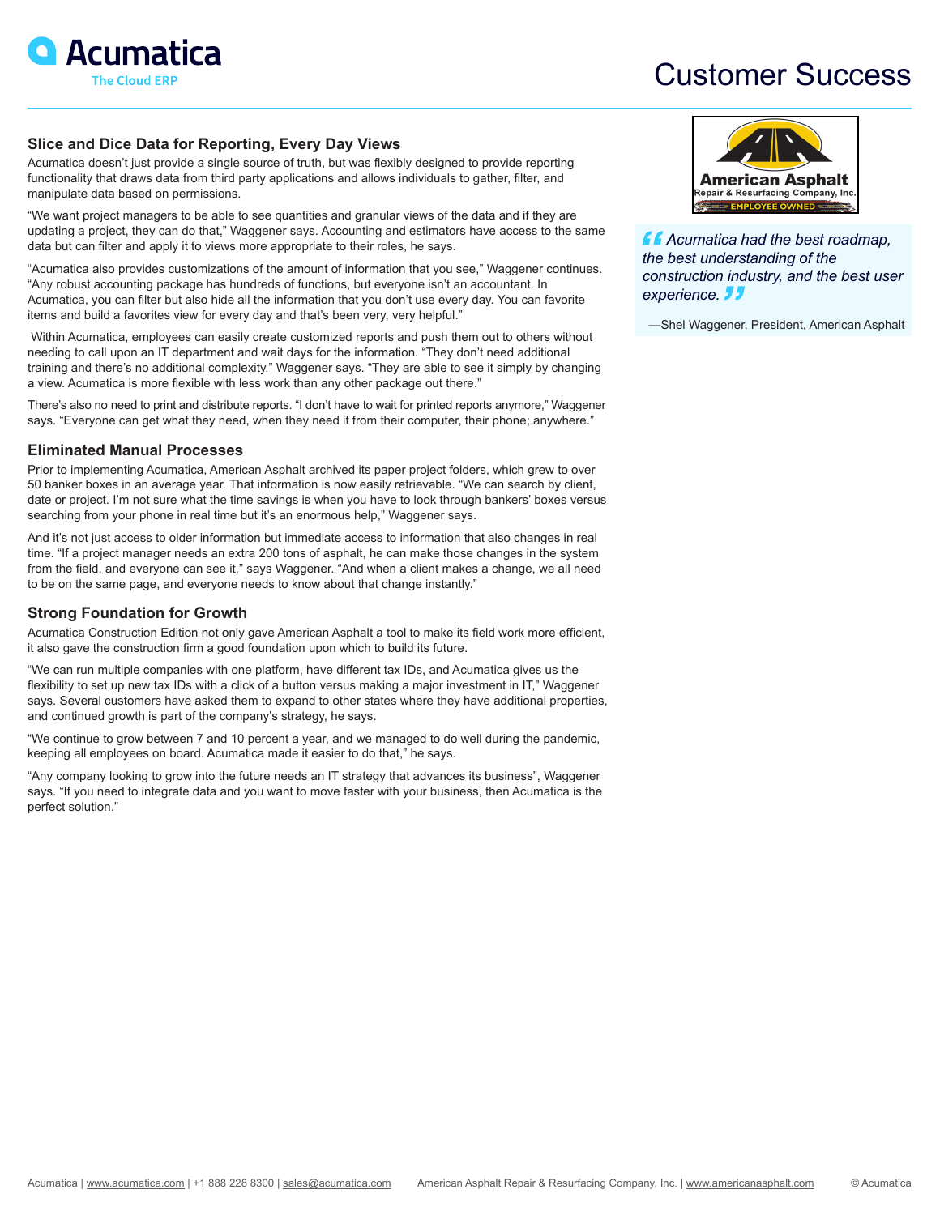## Slice and Dice Data for Reporting, Every Day Views

Acumatica doesn't just provide a single source of truth, but was flexibly designed to provide reporting functionality that draws data from third party applications and allows individuals to gather, filter, and manipulate data based on permissions.

"We want project managers to be able to see quantities and granular views of the data and if they are updating a project, they can do that," Waggener says. Accounting and estimators have access to the same data but can filter and apply it to views more appropriate to their roles, he says.

"Acumatica also provides customizations of the amount of information that you see," Waggener continues. "Any robust accounting package has hundreds of functions, but everyone isn't an accountant. In Acumatica, you can filter but also hide all the information that you don't use every day. You can favorite items and build a favorites view for every day and that's been very, very helpful."

Within Acumatica, employees can easily create customized reports and push them out to others without needing to call upon an IT department and wait days for the information. "They don't need additional training and there's no additional complexity," Waggener says. "They are able to see it simply by changing a view. Acumatica is more flexible with less work than any other package out there."

There's also no need to print and distribute reports. "I don't have to wait for printed reports anymore," Waggener says. "Everyone can get what they need, when they need it from their computer, their phone; anywhere."

## Eliminated Manual Processes

Prior to implementing Acumatica, American Asphalt archived its paper project folders, which grew to over 50 banker boxes in an average year. That information is now easily retrievable. "We can search by client, date or project. I'm not sure what the time savings is when you have to look through bankers' boxes versus searching from your phone in real time but it's an enormous help," Waggener says.

And it's not just access to older information but immediate access to information that also changes in real time. "If a project manager needs an extra 200 tons of asphalt, he can make those changes in the system from the field, and everyone can see it," says Waggener. "And when a client makes a change, we all need to be on the same page, and everyone needs to know about that change instantly."

## Strong Foundation for Growth

Acumatica Construction Edition not only gave American Asphalt a tool to make its field work more efficient, it also gave the construction firm a good foundation upon which to build its future.

"We can run multiple companies with one platform, have different tax IDs, and Acumatica gives us the flexibility to set up new tax IDs with a click of a button versus making a major investment in IT," Waggener says. Several customers have asked them to expand to other states where they have additional properties, and continued growth is part of the company's strategy, he says.

"We continue to grow between 7 and 10 percent a year, and we managed to do well during the pandemic, keeping all employees on board. Acumatica made it easier to do that," he says.

"Any company looking to grow into the future needs an IT strategy that advances its business", Waggener says. "If you need to integrate data and you want to move faster with your business, then Acumatica is the perfect solution."

> *"Acumatica had the best roadmap, the best understanding of the construction industry, and the best user experience."*
>
> —Shel Waggener, President, American Asphalt

Acumatica | www.acumatica.com | +1 888 228 8300 | sales@acumatica.com    American Asphalt Repair & Resurfacing Company, Inc. | www.americanasphalt.com    © Acumatica